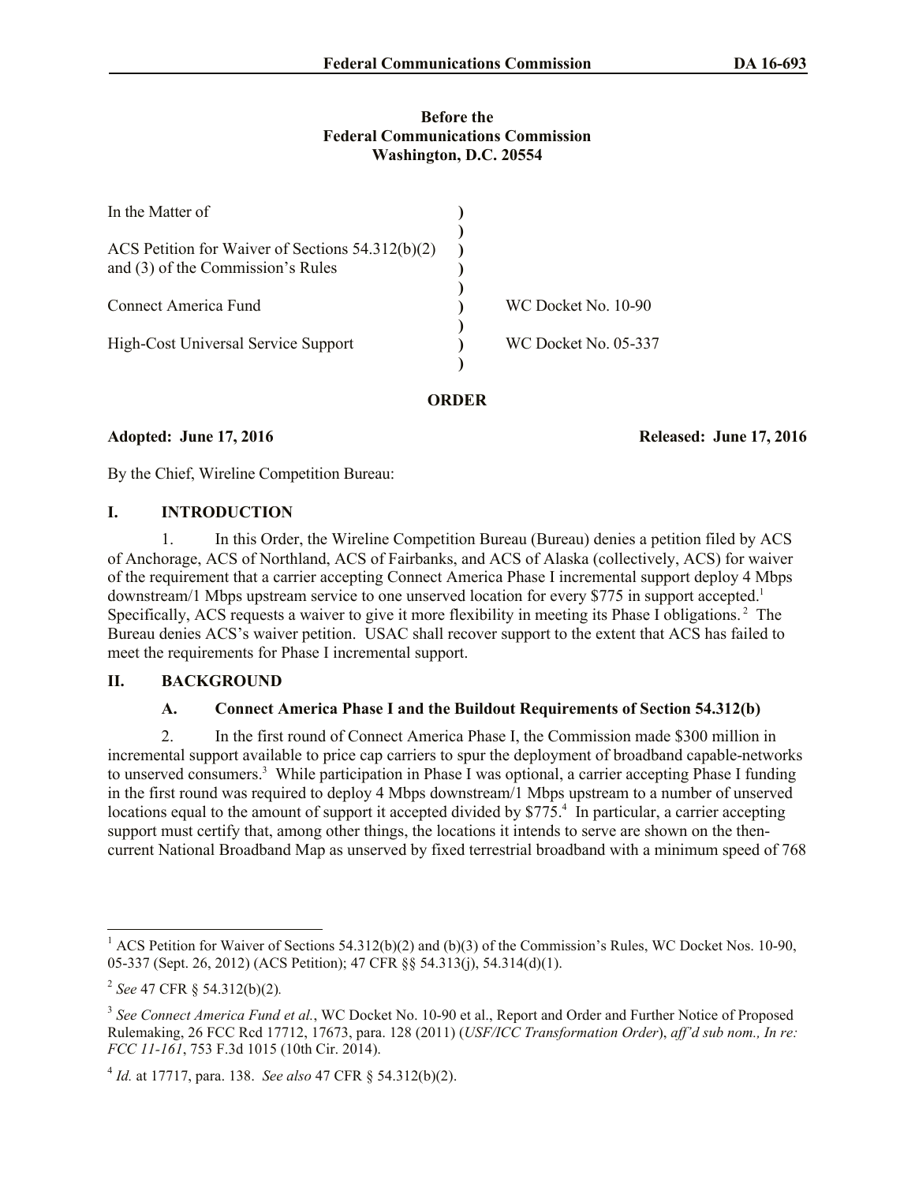**Before the**
**Federal Communications Commission**
**Washington, D.C. 20554**

| | | |
|---|---|---|
| In the Matter of | ) | |
| | ) | |
| ACS Petition for Waiver of Sections 54.312(b)(2) and (3) of the Commission's Rules | ) | |
| | ) | |
| Connect America Fund | ) | WC Docket No. 10-90 |
| | ) | |
| High-Cost Universal Service Support | ) | WC Docket No. 05-337 |
| | ) | |

**ORDER**

**Adopted: June 17, 2016** **Released: June 17, 2016**

By the Chief, Wireline Competition Bureau:

## I. INTRODUCTION

1. In this Order, the Wireline Competition Bureau (Bureau) denies a petition filed by ACS of Anchorage, ACS of Northland, ACS of Fairbanks, and ACS of Alaska (collectively, ACS) for waiver of the requirement that a carrier accepting Connect America Phase I incremental support deploy 4 Mbps downstream/1 Mbps upstream service to one unserved location for every $775 in support accepted.[1] Specifically, ACS requests a waiver to give it more flexibility in meeting its Phase I obligations.[2] The Bureau denies ACS's waiver petition. USAC shall recover support to the extent that ACS has failed to meet the requirements for Phase I incremental support.

## II. BACKGROUND

### A. Connect America Phase I and the Buildout Requirements of Section 54.312(b)

2. In the first round of Connect America Phase I, the Commission made $300 million in incremental support available to price cap carriers to spur the deployment of broadband capable-networks to unserved consumers.[3] While participation in Phase I was optional, a carrier accepting Phase I funding in the first round was required to deploy 4 Mbps downstream/1 Mbps upstream to a number of unserved locations equal to the amount of support it accepted divided by $775.[4] In particular, a carrier accepting support must certify that, among other things, the locations it intends to serve are shown on the then-current National Broadband Map as unserved by fixed terrestrial broadband with a minimum speed of 768

---

[1] ACS Petition for Waiver of Sections 54.312(b)(2) and (b)(3) of the Commission's Rules, WC Docket Nos. 10-90, 05-337 (Sept. 26, 2012) (ACS Petition); 47 CFR §§ 54.313(j), 54.314(d)(1).

[2] *See* 47 CFR § 54.312(b)(2)*.*

[3] *See Connect America Fund et al.*, WC Docket No. 10-90 et al., Report and Order and Further Notice of Proposed Rulemaking, 26 FCC Rcd 17712, 17673, para. 128 (2011) (*USF/ICC Transformation Order*), *aff'd sub nom., In re: FCC 11-161*, 753 F.3d 1015 (10th Cir. 2014).

[4] *Id.* at 17717, para. 138. *See also* 47 CFR § 54.312(b)(2).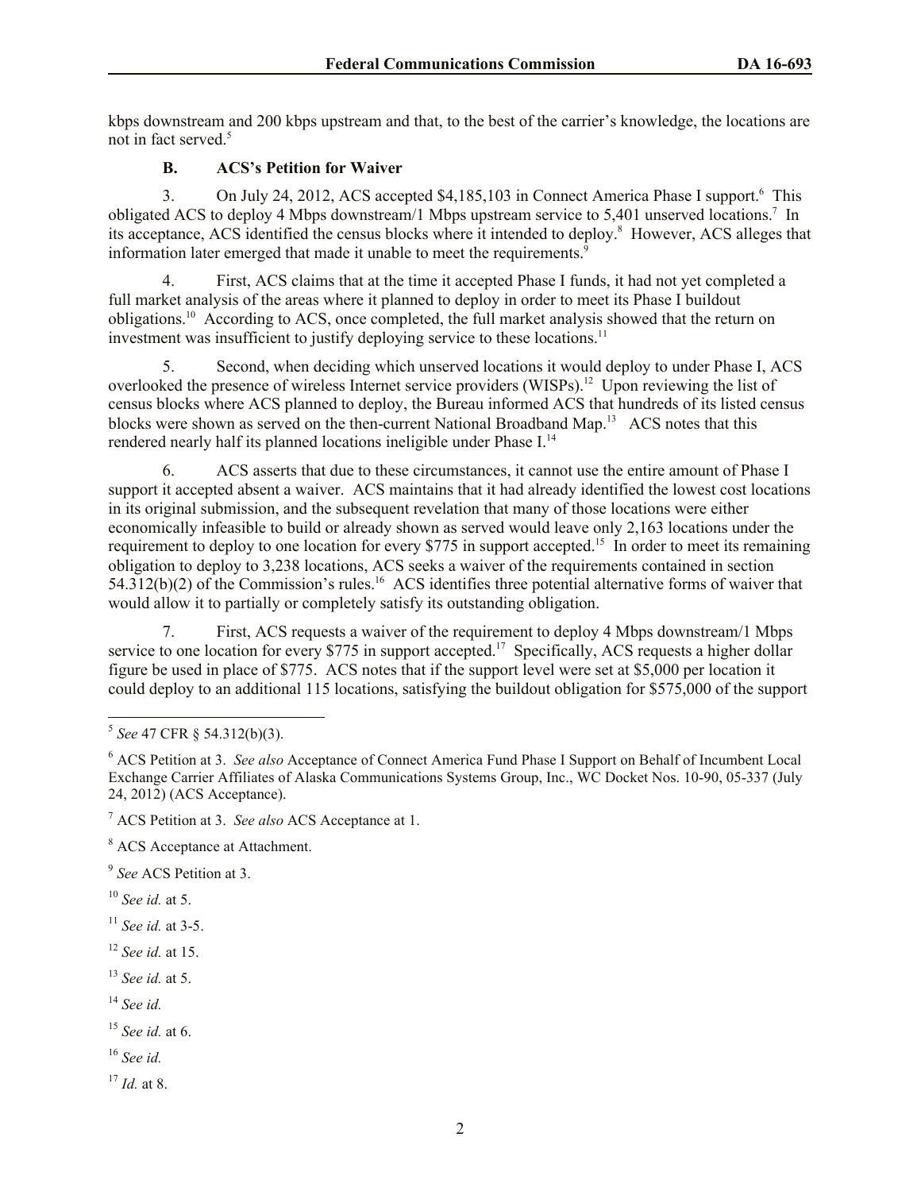kbps downstream and 200 kbps upstream and that, to the best of the carrier's knowledge, the locations are not in fact served.[5]

### B. ACS's Petition for Waiver

3. On July 24, 2012, ACS accepted $4,185,103 in Connect America Phase I support.[6] This obligated ACS to deploy 4 Mbps downstream/1 Mbps upstream service to 5,401 unserved locations.[7] In its acceptance, ACS identified the census blocks where it intended to deploy.[8] However, ACS alleges that information later emerged that made it unable to meet the requirements.[9]

4. First, ACS claims that at the time it accepted Phase I funds, it had not yet completed a full market analysis of the areas where it planned to deploy in order to meet its Phase I buildout obligations.[10] According to ACS, once completed, the full market analysis showed that the return on investment was insufficient to justify deploying service to these locations.[11]

5. Second, when deciding which unserved locations it would deploy to under Phase I, ACS overlooked the presence of wireless Internet service providers (WISPs).[12] Upon reviewing the list of census blocks where ACS planned to deploy, the Bureau informed ACS that hundreds of its listed census blocks were shown as served on the then-current National Broadband Map.[13] ACS notes that this rendered nearly half its planned locations ineligible under Phase I.[14]

6. ACS asserts that due to these circumstances, it cannot use the entire amount of Phase I support it accepted absent a waiver. ACS maintains that it had already identified the lowest cost locations in its original submission, and the subsequent revelation that many of those locations were either economically infeasible to build or already shown as served would leave only 2,163 locations under the requirement to deploy to one location for every $775 in support accepted.[15] In order to meet its remaining obligation to deploy to 3,238 locations, ACS seeks a waiver of the requirements contained in section 54.312(b)(2) of the Commission's rules.[16] ACS identifies three potential alternative forms of waiver that would allow it to partially or completely satisfy its outstanding obligation.

7. First, ACS requests a waiver of the requirement to deploy 4 Mbps downstream/1 Mbps service to one location for every $775 in support accepted.[17] Specifically, ACS requests a higher dollar figure be used in place of $775. ACS notes that if the support level were set at $5,000 per location it could deploy to an additional 115 locations, satisfying the buildout obligation for $575,000 of the support

---

[5] *See* 47 CFR § 54.312(b)(3).

[6] ACS Petition at 3. *See also* Acceptance of Connect America Fund Phase I Support on Behalf of Incumbent Local Exchange Carrier Affiliates of Alaska Communications Systems Group, Inc., WC Docket Nos. 10-90, 05-337 (July 24, 2012) (ACS Acceptance).

[7] ACS Petition at 3. *See also* ACS Acceptance at 1.

[8] ACS Acceptance at Attachment.

[9] *See* ACS Petition at 3.

[10] *See id.* at 5.

[11] *See id.* at 3-5.

[12] *See id.* at 15.

[13] *See id.* at 5.

[14] *See id.*

[15] *See id.* at 6.

[16] *See id.*

[17] *Id.* at 8.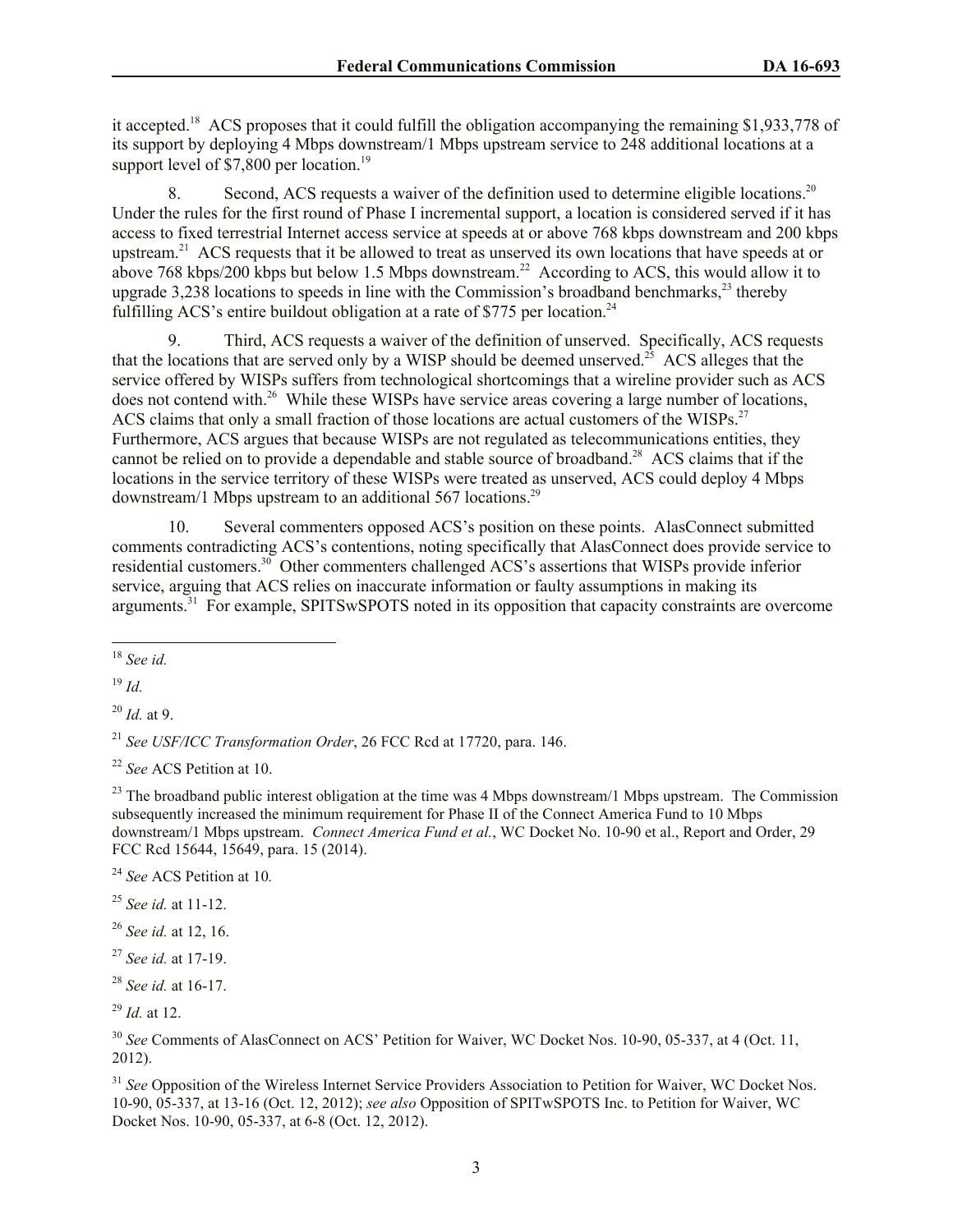it accepted.[18] ACS proposes that it could fulfill the obligation accompanying the remaining $1,933,778 of its support by deploying 4 Mbps downstream/1 Mbps upstream service to 248 additional locations at a support level of $7,800 per location.[19]

8. Second, ACS requests a waiver of the definition used to determine eligible locations.[20] Under the rules for the first round of Phase I incremental support, a location is considered served if it has access to fixed terrestrial Internet access service at speeds at or above 768 kbps downstream and 200 kbps upstream.[21] ACS requests that it be allowed to treat as unserved its own locations that have speeds at or above 768 kbps/200 kbps but below 1.5 Mbps downstream.[22] According to ACS, this would allow it to upgrade 3,238 locations to speeds in line with the Commission's broadband benchmarks,[23] thereby fulfilling ACS's entire buildout obligation at a rate of $775 per location.[24]

9. Third, ACS requests a waiver of the definition of unserved. Specifically, ACS requests that the locations that are served only by a WISP should be deemed unserved.[25] ACS alleges that the service offered by WISPs suffers from technological shortcomings that a wireline provider such as ACS does not contend with.[26] While these WISPs have service areas covering a large number of locations, ACS claims that only a small fraction of those locations are actual customers of the WISPs.[27] Furthermore, ACS argues that because WISPs are not regulated as telecommunications entities, they cannot be relied on to provide a dependable and stable source of broadband.[28] ACS claims that if the locations in the service territory of these WISPs were treated as unserved, ACS could deploy 4 Mbps downstream/1 Mbps upstream to an additional 567 locations.[29]

10. Several commenters opposed ACS's position on these points. AlasConnect submitted comments contradicting ACS's contentions, noting specifically that AlasConnect does provide service to residential customers.[30] Other commenters challenged ACS's assertions that WISPs provide inferior service, arguing that ACS relies on inaccurate information or faulty assumptions in making its arguments.[31] For example, SPITSwSPOTS noted in its opposition that capacity constraints are overcome

---

[18] *See id.*

[19] *Id.*

[20] *Id.* at 9.

[21] *See USF/ICC Transformation Order*, 26 FCC Rcd at 17720, para. 146.

[22] *See* ACS Petition at 10.

[23] The broadband public interest obligation at the time was 4 Mbps downstream/1 Mbps upstream. The Commission subsequently increased the minimum requirement for Phase II of the Connect America Fund to 10 Mbps downstream/1 Mbps upstream. *Connect America Fund et al.*, WC Docket No. 10-90 et al., Report and Order, 29 FCC Rcd 15644, 15649, para. 15 (2014).

[24] *See* ACS Petition at 10.

[25] *See id.* at 11-12.

[26] *See id.* at 12, 16.

[27] *See id.* at 17-19.

[28] *See id.* at 16-17.

[29] *Id.* at 12.

[30] *See* Comments of AlasConnect on ACS' Petition for Waiver, WC Docket Nos. 10-90, 05-337, at 4 (Oct. 11, 2012).

[31] *See* Opposition of the Wireless Internet Service Providers Association to Petition for Waiver, WC Docket Nos. 10-90, 05-337, at 13-16 (Oct. 12, 2012); *see also* Opposition of SPITwSPOTS Inc. to Petition for Waiver, WC Docket Nos. 10-90, 05-337, at 6-8 (Oct. 12, 2012).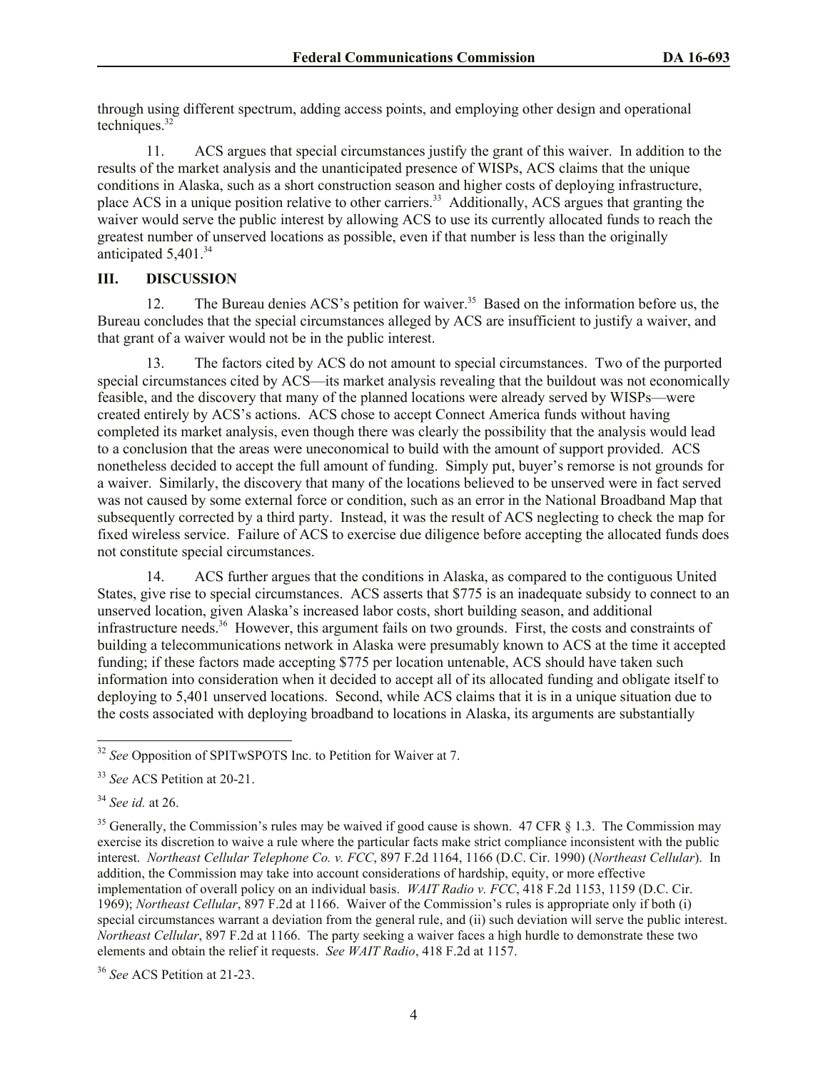through using different spectrum, adding access points, and employing other design and operational techniques.[32]

11. ACS argues that special circumstances justify the grant of this waiver. In addition to the results of the market analysis and the unanticipated presence of WISPs, ACS claims that the unique conditions in Alaska, such as a short construction season and higher costs of deploying infrastructure, place ACS in a unique position relative to other carriers.[33] Additionally, ACS argues that granting the waiver would serve the public interest by allowing ACS to use its currently allocated funds to reach the greatest number of unserved locations as possible, even if that number is less than the originally anticipated 5,401.[34]

## III. DISCUSSION

12. The Bureau denies ACS's petition for waiver.[35] Based on the information before us, the Bureau concludes that the special circumstances alleged by ACS are insufficient to justify a waiver, and that grant of a waiver would not be in the public interest.

13. The factors cited by ACS do not amount to special circumstances. Two of the purported special circumstances cited by ACS—its market analysis revealing that the buildout was not economically feasible, and the discovery that many of the planned locations were already served by WISPs—were created entirely by ACS's actions. ACS chose to accept Connect America funds without having completed its market analysis, even though there was clearly the possibility that the analysis would lead to a conclusion that the areas were uneconomical to build with the amount of support provided. ACS nonetheless decided to accept the full amount of funding. Simply put, buyer's remorse is not grounds for a waiver. Similarly, the discovery that many of the locations believed to be unserved were in fact served was not caused by some external force or condition, such as an error in the National Broadband Map that subsequently corrected by a third party. Instead, it was the result of ACS neglecting to check the map for fixed wireless service. Failure of ACS to exercise due diligence before accepting the allocated funds does not constitute special circumstances.

14. ACS further argues that the conditions in Alaska, as compared to the contiguous United States, give rise to special circumstances. ACS asserts that $775 is an inadequate subsidy to connect to an unserved location, given Alaska's increased labor costs, short building season, and additional infrastructure needs.[36] However, this argument fails on two grounds. First, the costs and constraints of building a telecommunications network in Alaska were presumably known to ACS at the time it accepted funding; if these factors made accepting $775 per location untenable, ACS should have taken such information into consideration when it decided to accept all of its allocated funding and obligate itself to deploying to 5,401 unserved locations. Second, while ACS claims that it is in a unique situation due to the costs associated with deploying broadband to locations in Alaska, its arguments are substantially

---

[32] *See* Opposition of SPITwSPOTS Inc. to Petition for Waiver at 7.

[33] *See* ACS Petition at 20-21.

[34] *See id.* at 26.

[35] Generally, the Commission's rules may be waived if good cause is shown. 47 CFR § 1.3. The Commission may exercise its discretion to waive a rule where the particular facts make strict compliance inconsistent with the public interest. *Northeast Cellular Telephone Co. v. FCC*, 897 F.2d 1164, 1166 (D.C. Cir. 1990) (*Northeast Cellular*). In addition, the Commission may take into account considerations of hardship, equity, or more effective implementation of overall policy on an individual basis. *WAIT Radio v. FCC*, 418 F.2d 1153, 1159 (D.C. Cir. 1969); *Northeast Cellular*, 897 F.2d at 1166. Waiver of the Commission's rules is appropriate only if both (i) special circumstances warrant a deviation from the general rule, and (ii) such deviation will serve the public interest. *Northeast Cellular*, 897 F.2d at 1166. The party seeking a waiver faces a high hurdle to demonstrate these two elements and obtain the relief it requests. *See WAIT Radio*, 418 F.2d at 1157.

[36] *See* ACS Petition at 21-23.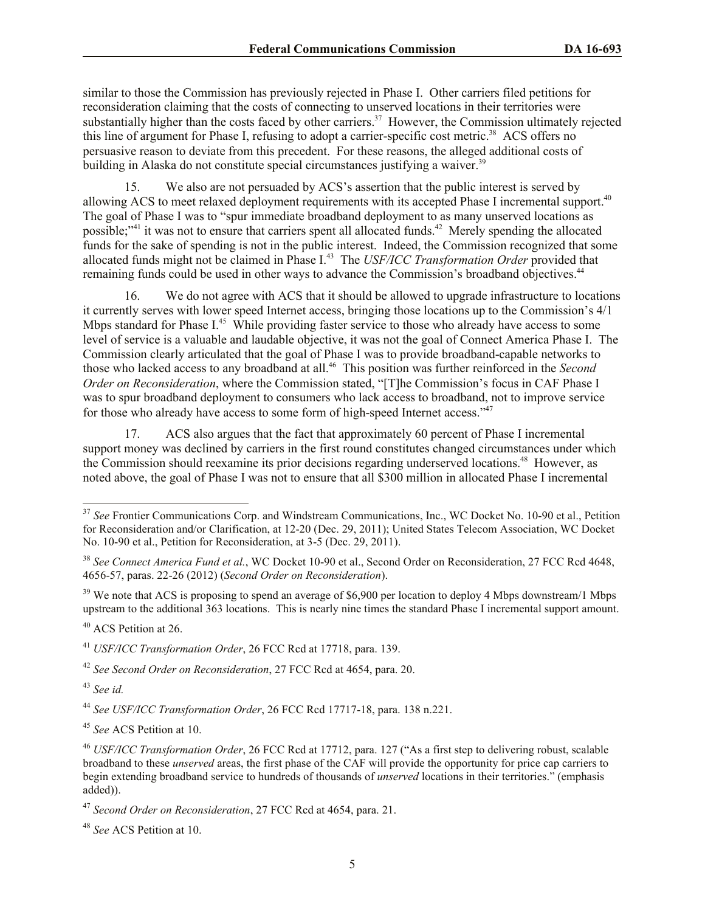similar to those the Commission has previously rejected in Phase I. Other carriers filed petitions for reconsideration claiming that the costs of connecting to unserved locations in their territories were substantially higher than the costs faced by other carriers.[37] However, the Commission ultimately rejected this line of argument for Phase I, refusing to adopt a carrier-specific cost metric.[38] ACS offers no persuasive reason to deviate from this precedent. For these reasons, the alleged additional costs of building in Alaska do not constitute special circumstances justifying a waiver.[39]

15. We also are not persuaded by ACS's assertion that the public interest is served by allowing ACS to meet relaxed deployment requirements with its accepted Phase I incremental support.[40] The goal of Phase I was to "spur immediate broadband deployment to as many unserved locations as possible;"[41] it was not to ensure that carriers spent all allocated funds.[42] Merely spending the allocated funds for the sake of spending is not in the public interest. Indeed, the Commission recognized that some allocated funds might not be claimed in Phase I.[43] The *USF/ICC Transformation Order* provided that remaining funds could be used in other ways to advance the Commission's broadband objectives.[44]

16. We do not agree with ACS that it should be allowed to upgrade infrastructure to locations it currently serves with lower speed Internet access, bringing those locations up to the Commission's 4/1 Mbps standard for Phase I.[45] While providing faster service to those who already have access to some level of service is a valuable and laudable objective, it was not the goal of Connect America Phase I. The Commission clearly articulated that the goal of Phase I was to provide broadband-capable networks to those who lacked access to any broadband at all.[46] This position was further reinforced in the *Second Order on Reconsideration*, where the Commission stated, "[T]he Commission's focus in CAF Phase I was to spur broadband deployment to consumers who lack access to broadband, not to improve service for those who already have access to some form of high-speed Internet access."[47]

17. ACS also argues that the fact that approximately 60 percent of Phase I incremental support money was declined by carriers in the first round constitutes changed circumstances under which the Commission should reexamine its prior decisions regarding underserved locations.[48] However, as noted above, the goal of Phase I was not to ensure that all $300 million in allocated Phase I incremental

---

[37] *See* Frontier Communications Corp. and Windstream Communications, Inc., WC Docket No. 10-90 et al., Petition for Reconsideration and/or Clarification, at 12-20 (Dec. 29, 2011); United States Telecom Association, WC Docket No. 10-90 et al., Petition for Reconsideration, at 3-5 (Dec. 29, 2011).

[38] *See Connect America Fund et al.*, WC Docket 10-90 et al., Second Order on Reconsideration, 27 FCC Rcd 4648, 4656-57, paras. 22-26 (2012) (*Second Order on Reconsideration*).

[39] We note that ACS is proposing to spend an average of $6,900 per location to deploy 4 Mbps downstream/1 Mbps upstream to the additional 363 locations. This is nearly nine times the standard Phase I incremental support amount.

[40] ACS Petition at 26.

[41] *USF/ICC Transformation Order*, 26 FCC Rcd at 17718, para. 139.

[42] *See Second Order on Reconsideration*, 27 FCC Rcd at 4654, para. 20.

[43] *See id.*

[44] *See USF/ICC Transformation Order*, 26 FCC Rcd 17717-18, para. 138 n.221.

[45] *See* ACS Petition at 10.

[46] *USF/ICC Transformation Order*, 26 FCC Rcd at 17712, para. 127 ("As a first step to delivering robust, scalable broadband to these *unserved* areas, the first phase of the CAF will provide the opportunity for price cap carriers to begin extending broadband service to hundreds of thousands of *unserved* locations in their territories." (emphasis added)).

[47] *Second Order on Reconsideration*, 27 FCC Rcd at 4654, para. 21.

[48] *See* ACS Petition at 10.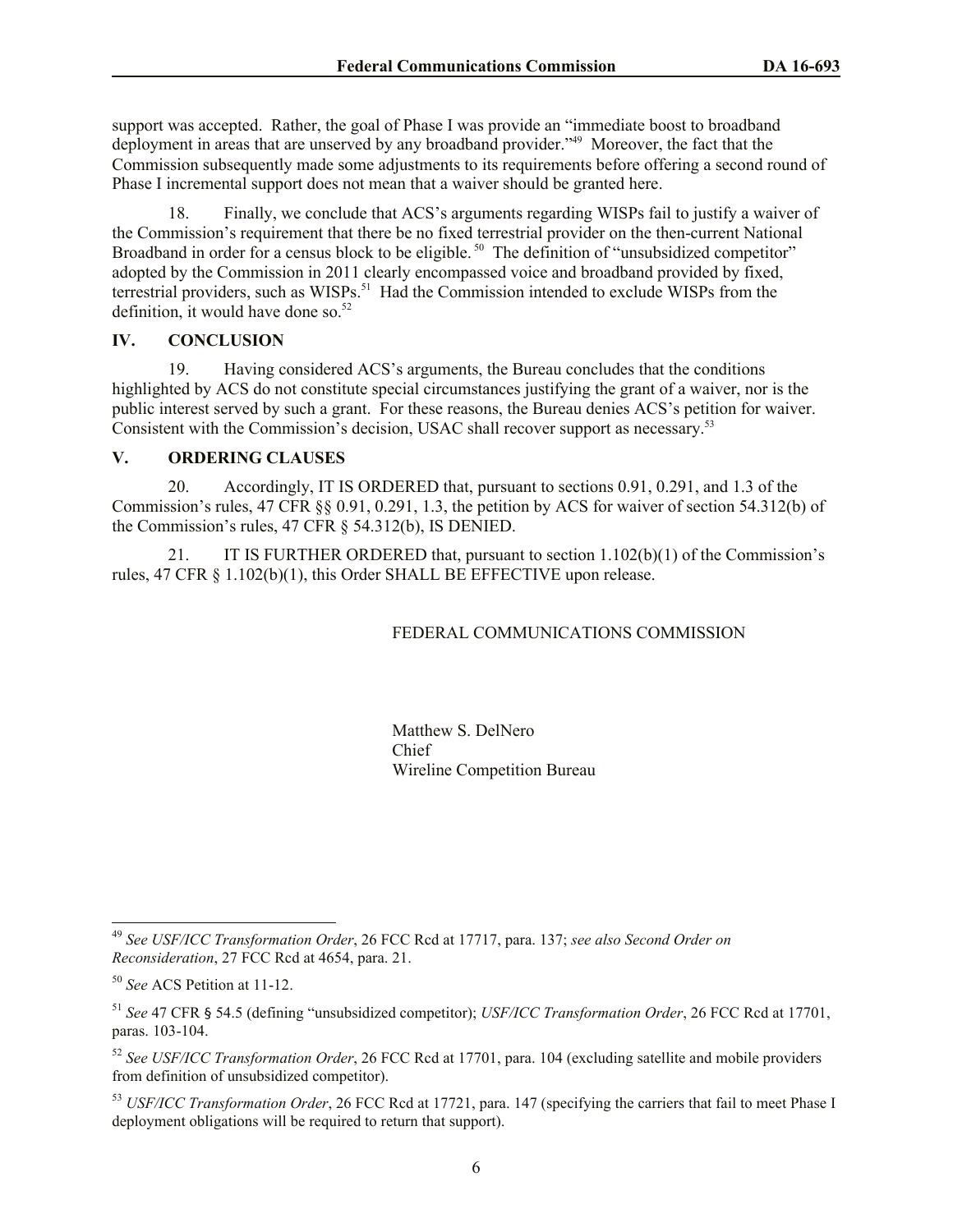support was accepted. Rather, the goal of Phase I was provide an "immediate boost to broadband deployment in areas that are unserved by any broadband provider."[49] Moreover, the fact that the Commission subsequently made some adjustments to its requirements before offering a second round of Phase I incremental support does not mean that a waiver should be granted here.

18. Finally, we conclude that ACS's arguments regarding WISPs fail to justify a waiver of the Commission's requirement that there be no fixed terrestrial provider on the then-current National Broadband in order for a census block to be eligible.[50] The definition of "unsubsidized competitor" adopted by the Commission in 2011 clearly encompassed voice and broadband provided by fixed, terrestrial providers, such as WISPs.[51] Had the Commission intended to exclude WISPs from the definition, it would have done so.[52]

## IV. CONCLUSION

19. Having considered ACS's arguments, the Bureau concludes that the conditions highlighted by ACS do not constitute special circumstances justifying the grant of a waiver, nor is the public interest served by such a grant. For these reasons, the Bureau denies ACS's petition for waiver. Consistent with the Commission's decision, USAC shall recover support as necessary.[53]

## V. ORDERING CLAUSES

20. Accordingly, IT IS ORDERED that, pursuant to sections 0.91, 0.291, and 1.3 of the Commission's rules, 47 CFR §§ 0.91, 0.291, 1.3, the petition by ACS for waiver of section 54.312(b) of the Commission's rules, 47 CFR § 54.312(b), IS DENIED.

21. IT IS FURTHER ORDERED that, pursuant to section 1.102(b)(1) of the Commission's rules, 47 CFR § 1.102(b)(1), this Order SHALL BE EFFECTIVE upon release.

FEDERAL COMMUNICATIONS COMMISSION

Matthew S. DelNero
Chief
Wireline Competition Bureau

---

[49] *See USF/ICC Transformation Order*, 26 FCC Rcd at 17717, para. 137; *see also Second Order on Reconsideration*, 27 FCC Rcd at 4654, para. 21.

[50] *See* ACS Petition at 11-12.

[51] *See* 47 CFR § 54.5 (defining "unsubsidized competitor); *USF/ICC Transformation Order*, 26 FCC Rcd at 17701, paras. 103-104.

[52] *See USF/ICC Transformation Order*, 26 FCC Rcd at 17701, para. 104 (excluding satellite and mobile providers from definition of unsubsidized competitor).

[53] *USF/ICC Transformation Order*, 26 FCC Rcd at 17721, para. 147 (specifying the carriers that fail to meet Phase I deployment obligations will be required to return that support).